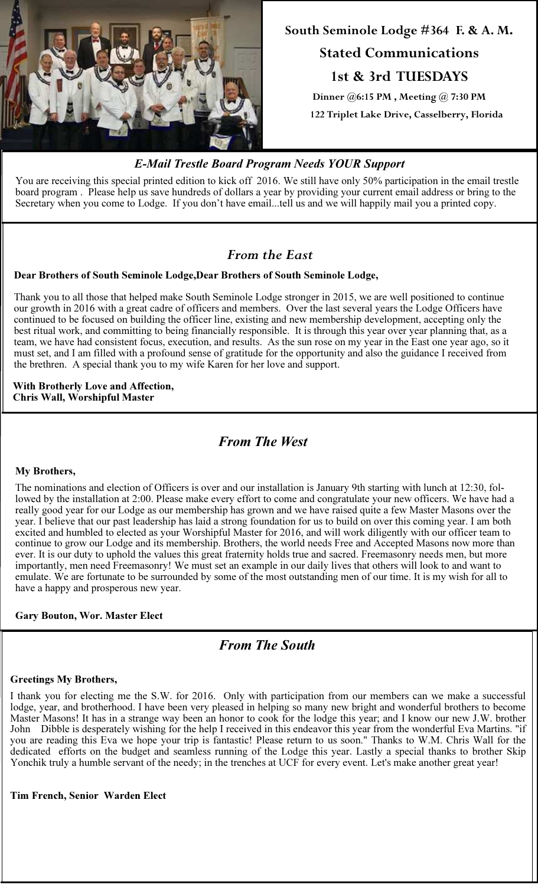## South Seminole Lodge #364 F. & A. M.

### Stated Communications

### 1st & 3rd TUESDAYS

**Dinner @6:15 PM , Meeting @ 7:30 PM**

**122 Triplet Lake Drive, Casselberry, Florida**

---

### *E-Mail Trestle Board Program Needs YOUR Support*

You are receiving this special printed edition to kick off 2016. We still have only 50% participation in the email trestle board program . Please help us save hundreds of dollars a year by providing your current email address or bring to the Secretary when you come to Lodge. If you don't have email...tell us and we will happily mail you a printed copy.

---

### *From the East*

**Dear Brothers of South Seminole Lodge,Dear Brothers of South Seminole Lodge,**

Thank you to all those that helped make South Seminole Lodge stronger in 2015, we are well positioned to continue our growth in 2016 with a great cadre of officers and members. Over the last several years the Lodge Officers have continued to be focused on building the officer line, existing and new membership development, accepting only the best ritual work, and committing to being financially responsible. It is through this year over year planning that, as a team, we have had consistent focus, execution, and results. As the sun rose on my year in the East one year ago, so it must set, and I am filled with a profound sense of gratitude for the opportunity and also the guidance I received from the brethren. A special thank you to my wife Karen for her love and support.

**With Brotherly Love and Affection,**
**Chris Wall, Worshipful Master**

---

### *From The West*

**My Brothers,**

The nominations and election of Officers is over and our installation is January 9th starting with lunch at 12:30, followed by the installation at 2:00. Please make every effort to come and congratulate your new officers. We have had a really good year for our Lodge as our membership has grown and we have raised quite a few Master Masons over the year. I believe that our past leadership has laid a strong foundation for us to build on over this coming year. I am both excited and humbled to elected as your Worshipful Master for 2016, and will work diligently with our officer team to continue to grow our Lodge and its membership. Brothers, the world needs Free and Accepted Masons now more than ever. It is our duty to uphold the values this great fraternity holds true and sacred. Freemasonry needs men, but more importantly, men need Freemasonry! We must set an example in our daily lives that others will look to and want to emulate. We are fortunate to be surrounded by some of the most outstanding men of our time. It is my wish for all to have a happy and prosperous new year.

**Gary Bouton, Wor. Master Elect**

---

### *From The South*

**Greetings My Brothers,**

I thank you for electing me the S.W. for 2016. Only with participation from our members can we make a successful lodge, year, and brotherhood. I have been very pleased in helping so many new bright and wonderful brothers to become Master Masons! It has in a strange way been an honor to cook for the lodge this year; and I know our new J.W. brother John Dibble is desperately wishing for the help I received in this endeavor this year from the wonderful Eva Martins. "if you are reading this Eva we hope your trip is fantastic! Please return to us soon." Thanks to W.M. Chris Wall for the dedicated efforts on the budget and seamless running of the Lodge this year. Lastly a special thanks to brother Skip Yonchik truly a humble servant of the needy; in the trenches at UCF for every event. Let's make another great year!

**Tim French, Senior Warden Elect**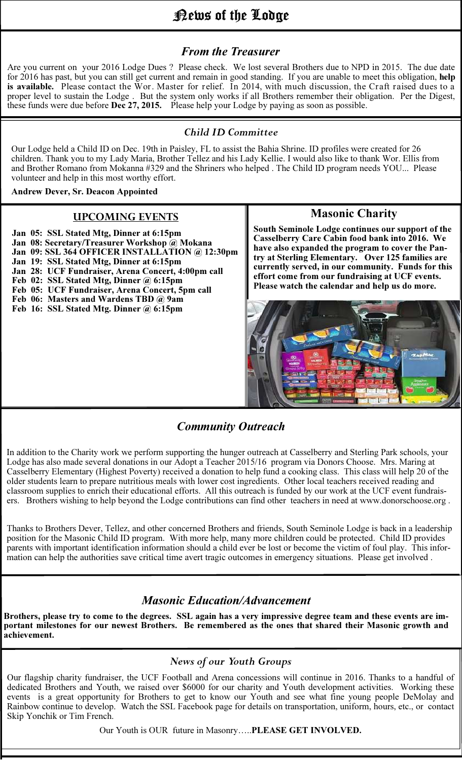# News of the Lodge

## *From the Treasurer*

Are you current on your 2016 Lodge Dues ? Please check. We lost several Brothers due to NPD in 2015. The due date for 2016 has past, but you can still get current and remain in good standing. If you are unable to meet this obligation, **help is available.** Please contact the Wor. Master for relief. In 2014, with much discussion, the Craft raised dues to a proper level to sustain the Lodge . But the system only works if all Brothers remember their obligation. Per the Digest, these funds were due before **Dec 27, 2015.** Please help your Lodge by paying as soon as possible.

## *Child ID Committee*

Our Lodge held a Child ID on Dec. 19th in Paisley, FL to assist the Bahia Shrine. ID profiles were created for 26 children. Thank you to my Lady Maria, Brother Tellez and his Lady Kellie. I would also like to thank Wor. Ellis from and Brother Romano from Mokanna #329 and the Shriners who helped . The Child ID program needs YOU... Please volunteer and help in this most worthy effort.

**Andrew Dever, Sr. Deacon Appointed**

## UPCOMING EVENTS

**Jan 05: SSL Stated Mtg, Dinner at 6:15pm**
**Jan 08: Secretary/Treasurer Workshop @ Mokana**
**Jan 09: SSL 364 OFFICER INSTALLATION @ 12:30pm**
**Jan 19: SSL Stated Mtg, Dinner at 6:15pm**
**Jan 28: UCF Fundraiser, Arena Concert, 4:00pm call**
**Feb 02: SSL Stated Mtg, Dinner @ 6:15pm**
**Feb 05: UCF Fundraiser, Arena Concert, 5pm call**
**Feb 06: Masters and Wardens TBD @ 9am**
**Feb 16: SSL Stated Mtg. Dinner @ 6:15pm**

## Masonic Charity

**South Seminole Lodge continues our support of the Casselberry Care Cabin food bank into 2016. We have also expanded the program to cover the Pantry at Sterling Elementary. Over 125 families are currently served, in our community. Funds for this effort come from our fundraising at UCF events. Please watch the calendar and help us do more.**

## *Community Outreach*

In addition to the Charity work we perform supporting the hunger outreach at Casselberry and Sterling Park schools, your Lodge has also made several donations in our Adopt a Teacher 2015/16 program via Donors Choose. Mrs. Maring at Casselberry Elementary (Highest Poverty) received a donation to help fund a cooking class. This class will help 20 of the older students learn to prepare nutritious meals with lower cost ingredients. Other local teachers received reading and classroom supplies to enrich their educational efforts. All this outreach is funded by our work at the UCF event fundraisers. Brothers wishing to help beyond the Lodge contributions can find other teachers in need at www.donorschoose.org .

Thanks to Brothers Dever, Tellez, and other concerned Brothers and friends, South Seminole Lodge is back in a leadership position for the Masonic Child ID program. With more help, many more children could be protected. Child ID provides parents with important identification information should a child ever be lost or become the victim of foul play. This information can help the authorities save critical time avert tragic outcomes in emergency situations. Please get involved .

## *Masonic Education/Advancement*

**Brothers, please try to come to the degrees. SSL again has a very impressive degree team and these events are important milestones for our newest Brothers. Be remembered as the ones that shared their Masonic growth and achievement.**

## *News of our Youth Groups*

Our flagship charity fundraiser, the UCF Football and Arena concessions will continue in 2016. Thanks to a handful of dedicated Brothers and Youth, we raised over $6000 for our charity and Youth development activities. Working these events is a great opportunity for Brothers to get to know our Youth and see what fine young people DeMolay and Rainbow continue to develop. Watch the SSL Facebook page for details on transportation, uniform, hours, etc., or contact Skip Yonchik or Tim French.

Our Youth is OUR future in Masonry…..**PLEASE GET INVOLVED.**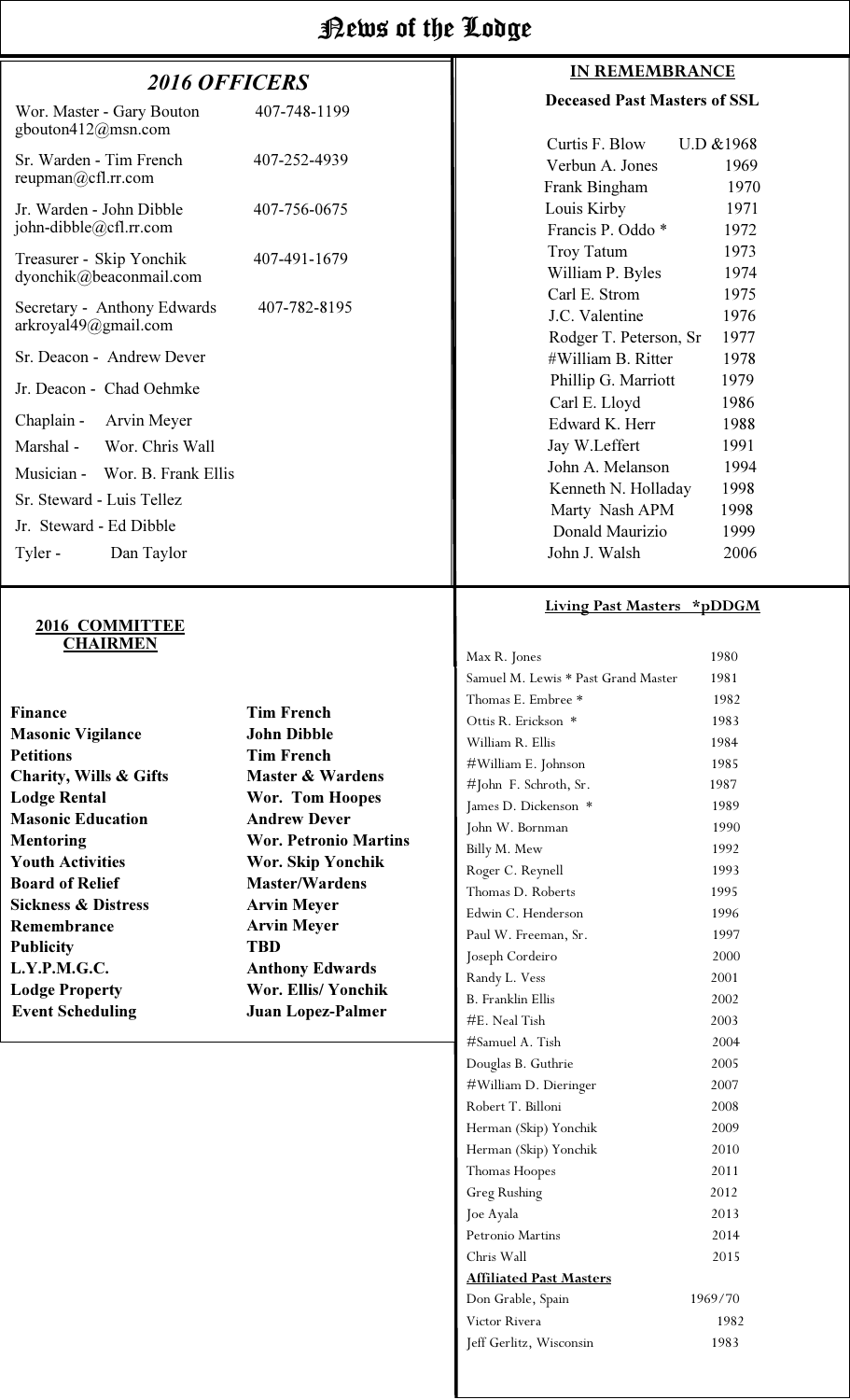# News of the Lodge

## 2016 OFFICERS

| | | |
|---|---|---|
| Wor. Master - Gary Bouton | gbouton412@msn.com | 407-748-1199 |
| Sr. Warden - Tim French | reupman@cfl.rr.com | 407-252-4939 |
| Jr. Warden - John Dibble | john-dibble@cfl.rr.com | 407-756-0675 |
| Treasurer - Skip Yonchik | dyonchik@beaconmail.com | 407-491-1679 |
| Secretary - Anthony Edwards | arkroyal49@gmail.com | 407-782-8195 |

Sr. Deacon - Andrew Dever

Jr. Deacon - Chad Oehmke

Chaplain - Arvin Meyer

Marshal - Wor. Chris Wall

Musician - Wor. B. Frank Ellis

Sr. Steward - Luis Tellez

Jr. Steward - Ed Dibble

Tyler - Dan Taylor

## 2016 COMMITTEE CHAIRMEN

| | |
|---|---|
| **Finance** | **Tim French** |
| **Masonic Vigilance** | **John Dibble** |
| **Petitions** | **Tim French** |
| **Charity, Wills & Gifts** | **Master & Wardens** |
| **Lodge Rental** | **Wor. Tom Hoopes** |
| **Masonic Education** | **Andrew Dever** |
| **Mentoring** | **Wor. Petronio Martins** |
| **Youth Activities** | **Wor. Skip Yonchik** |
| **Board of Relief** | **Master/Wardens** |
| **Sickness & Distress** | **Arvin Meyer** |
| **Remembrance** | **Arvin Meyer** |
| **Publicity** | **TBD** |
| **L.Y.P.M.G.C.** | **Anthony Edwards** |
| **Lodge Property** | **Wor. Ellis/ Yonchik** |
| **Event Scheduling** | **Juan Lopez-Palmer** |

## IN REMEMBRANCE

**Deceased Past Masters of SSL**

| | |
|---|---|
| Curtis F. Blow | U.D &1968 |
| Verbun A. Jones | 1969 |
| Frank Bingham | 1970 |
| Louis Kirby | 1971 |
| Francis P. Oddo * | 1972 |
| Troy Tatum | 1973 |
| William P. Byles | 1974 |
| Carl E. Strom | 1975 |
| J.C. Valentine | 1976 |
| Rodger T. Peterson, Sr | 1977 |
| #William B. Ritter | 1978 |
| Phillip G. Marriott | 1979 |
| Carl E. Lloyd | 1986 |
| Edward K. Herr | 1988 |
| Jay W.Leffert | 1991 |
| John A. Melanson | 1994 |
| Kenneth N. Holladay | 1998 |
| Marty Nash APM | 1998 |
| Donald Maurizio | 1999 |
| John J. Walsh | 2006 |

**Living Past Masters \*pDDGM**

| | |
|---|---|
| Max R. Jones | 1980 |
| Samuel M. Lewis * Past Grand Master | 1981 |
| Thomas E. Embree * | 1982 |
| Ottis R. Erickson * | 1983 |
| William R. Ellis | 1984 |
| #William E. Johnson | 1985 |
| #John F. Schroth, Sr. | 1987 |
| James D. Dickenson * | 1989 |
| John W. Bornman | 1990 |
| Billy M. Mew | 1992 |
| Roger C. Reynell | 1993 |
| Thomas D. Roberts | 1995 |
| Edwin C. Henderson | 1996 |
| Paul W. Freeman, Sr. | 1997 |
| Joseph Cordeiro | 2000 |
| Randy L. Vess | 2001 |
| B. Franklin Ellis | 2002 |
| #E. Neal Tish | 2003 |
| #Samuel A. Tish | 2004 |
| Douglas B. Guthrie | 2005 |
| #William D. Dieringer | 2007 |
| Robert T. Billoni | 2008 |
| Herman (Skip) Yonchik | 2009 |
| Herman (Skip) Yonchik | 2010 |
| Thomas Hoopes | 2011 |
| Greg Rushing | 2012 |
| Joe Ayala | 2013 |
| Petronio Martins | 2014 |
| Chris Wall | 2015 |

**Affiliated Past Masters**

| | |
|---|---|
| Don Grable, Spain | 1969/70 |
| Victor Rivera | 1982 |
| Jeff Gerlitz, Wisconsin | 1983 |